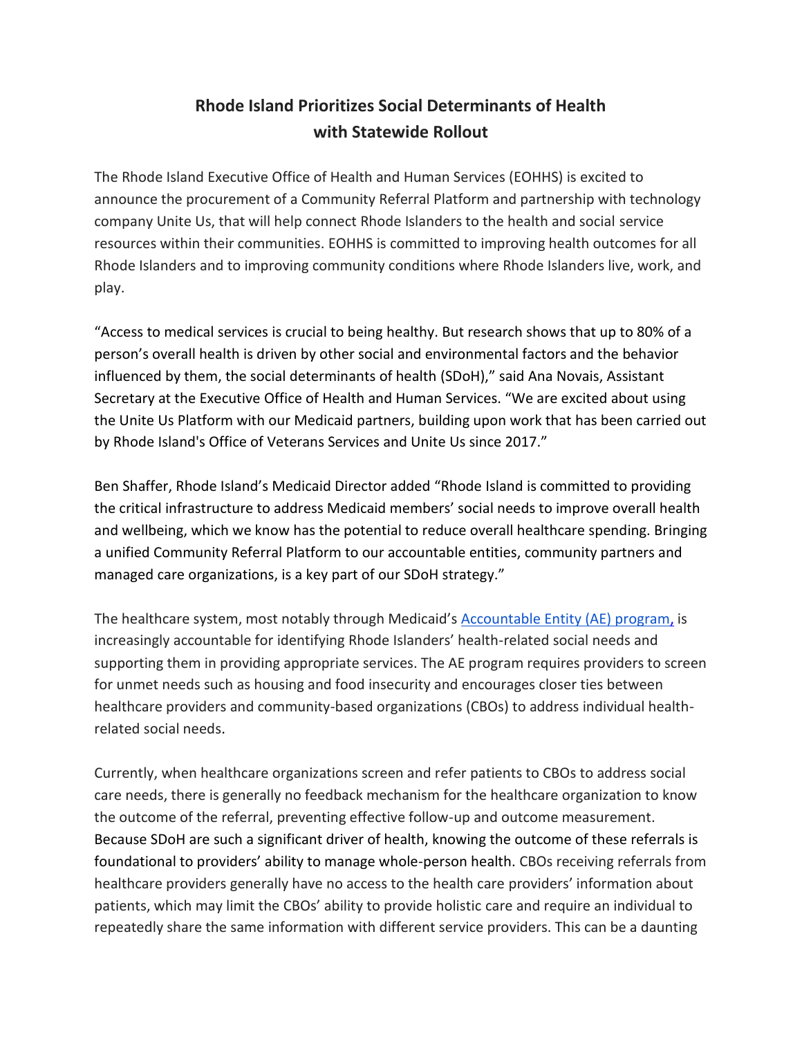# Rhode Island Prioritizes Social Determinants of Health with Statewide Rollout

The Rhode Island Executive Office of Health and Human Services (EOHHS) is excited to announce the procurement of a Community Referral Platform and partnership with technology company Unite Us, that will help connect Rhode Islanders to the health and social service resources within their communities. EOHHS is committed to improving health outcomes for all Rhode Islanders and to improving community conditions where Rhode Islanders live, work, and play.

"Access to medical services is crucial to being healthy. But research shows that up to 80% of a person's overall health is driven by other social and environmental factors and the behavior influenced by them, the social determinants of health (SDoH)," said Ana Novais, Assistant Secretary at the Executive Office of Health and Human Services. "We are excited about using the Unite Us Platform with our Medicaid partners, building upon work that has been carried out by Rhode Island's Office of Veterans Services and Unite Us since 2017."

Ben Shaffer, Rhode Island's Medicaid Director added "Rhode Island is committed to providing the critical infrastructure to address Medicaid members' social needs to improve overall health and wellbeing, which we know has the potential to reduce overall healthcare spending. Bringing a unified Community Referral Platform to our accountable entities, community partners and managed care organizations, is a key part of our SDoH strategy."

The healthcare system, most notably through Medicaid's [Accountable Entity (AE) program,](#) is increasingly accountable for identifying Rhode Islanders' health-related social needs and supporting them in providing appropriate services. The AE program requires providers to screen for unmet needs such as housing and food insecurity and encourages closer ties between healthcare providers and community-based organizations (CBOs) to address individual health-related social needs.

Currently, when healthcare organizations screen and refer patients to CBOs to address social care needs, there is generally no feedback mechanism for the healthcare organization to know the outcome of the referral, preventing effective follow-up and outcome measurement. Because SDoH are such a significant driver of health, knowing the outcome of these referrals is foundational to providers' ability to manage whole-person health. CBOs receiving referrals from healthcare providers generally have no access to the health care providers' information about patients, which may limit the CBOs' ability to provide holistic care and require an individual to repeatedly share the same information with different service providers. This can be a daunting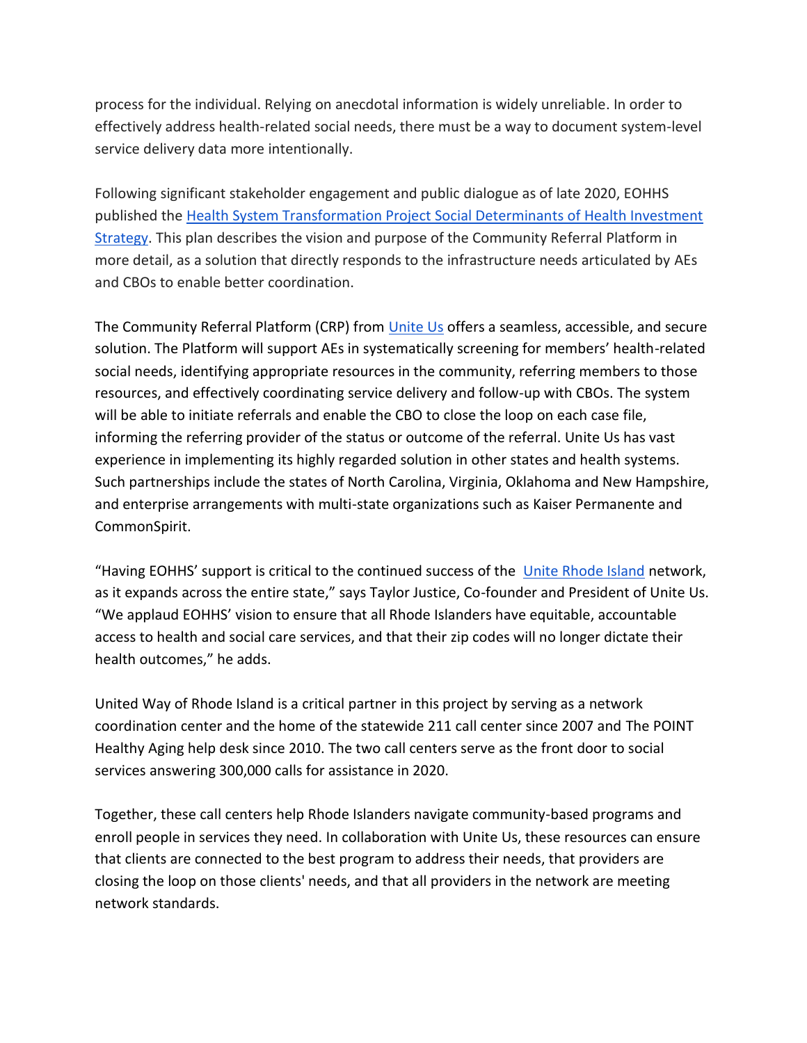process for the individual. Relying on anecdotal information is widely unreliable. In order to effectively address health-related social needs, there must be a way to document system-level service delivery data more intentionally.

Following significant stakeholder engagement and public dialogue as of late 2020, EOHHS published the Health System Transformation Project Social Determinants of Health Investment Strategy. This plan describes the vision and purpose of the Community Referral Platform in more detail, as a solution that directly responds to the infrastructure needs articulated by AEs and CBOs to enable better coordination.

The Community Referral Platform (CRP) from Unite Us offers a seamless, accessible, and secure solution. The Platform will support AEs in systematically screening for members' health-related social needs, identifying appropriate resources in the community, referring members to those resources, and effectively coordinating service delivery and follow-up with CBOs. The system will be able to initiate referrals and enable the CBO to close the loop on each case file, informing the referring provider of the status or outcome of the referral. Unite Us has vast experience in implementing its highly regarded solution in other states and health systems. Such partnerships include the states of North Carolina, Virginia, Oklahoma and New Hampshire, and enterprise arrangements with multi-state organizations such as Kaiser Permanente and CommonSpirit.

"Having EOHHS' support is critical to the continued success of the Unite Rhode Island network, as it expands across the entire state," says Taylor Justice, Co-founder and President of Unite Us. "We applaud EOHHS' vision to ensure that all Rhode Islanders have equitable, accountable access to health and social care services, and that their zip codes will no longer dictate their health outcomes," he adds.

United Way of Rhode Island is a critical partner in this project by serving as a network coordination center and the home of the statewide 211 call center since 2007 and The POINT Healthy Aging help desk since 2010. The two call centers serve as the front door to social services answering 300,000 calls for assistance in 2020.

Together, these call centers help Rhode Islanders navigate community-based programs and enroll people in services they need. In collaboration with Unite Us, these resources can ensure that clients are connected to the best program to address their needs, that providers are closing the loop on those clients' needs, and that all providers in the network are meeting network standards.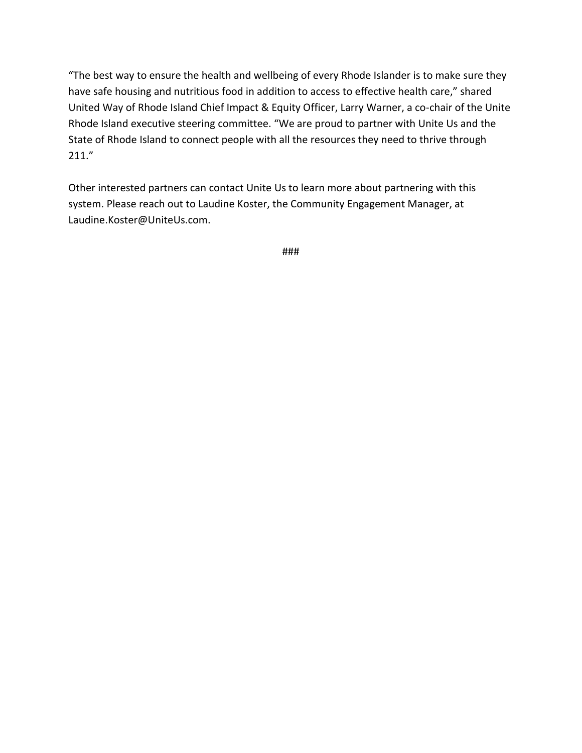"The best way to ensure the health and wellbeing of every Rhode Islander is to make sure they have safe housing and nutritious food in addition to access to effective health care," shared United Way of Rhode Island Chief Impact & Equity Officer, Larry Warner, a co-chair of the Unite Rhode Island executive steering committee. "We are proud to partner with Unite Us and the State of Rhode Island to connect people with all the resources they need to thrive through 211."

Other interested partners can contact Unite Us to learn more about partnering with this system. Please reach out to Laudine Koster, the Community Engagement Manager, at Laudine.Koster@UniteUs.com.

###